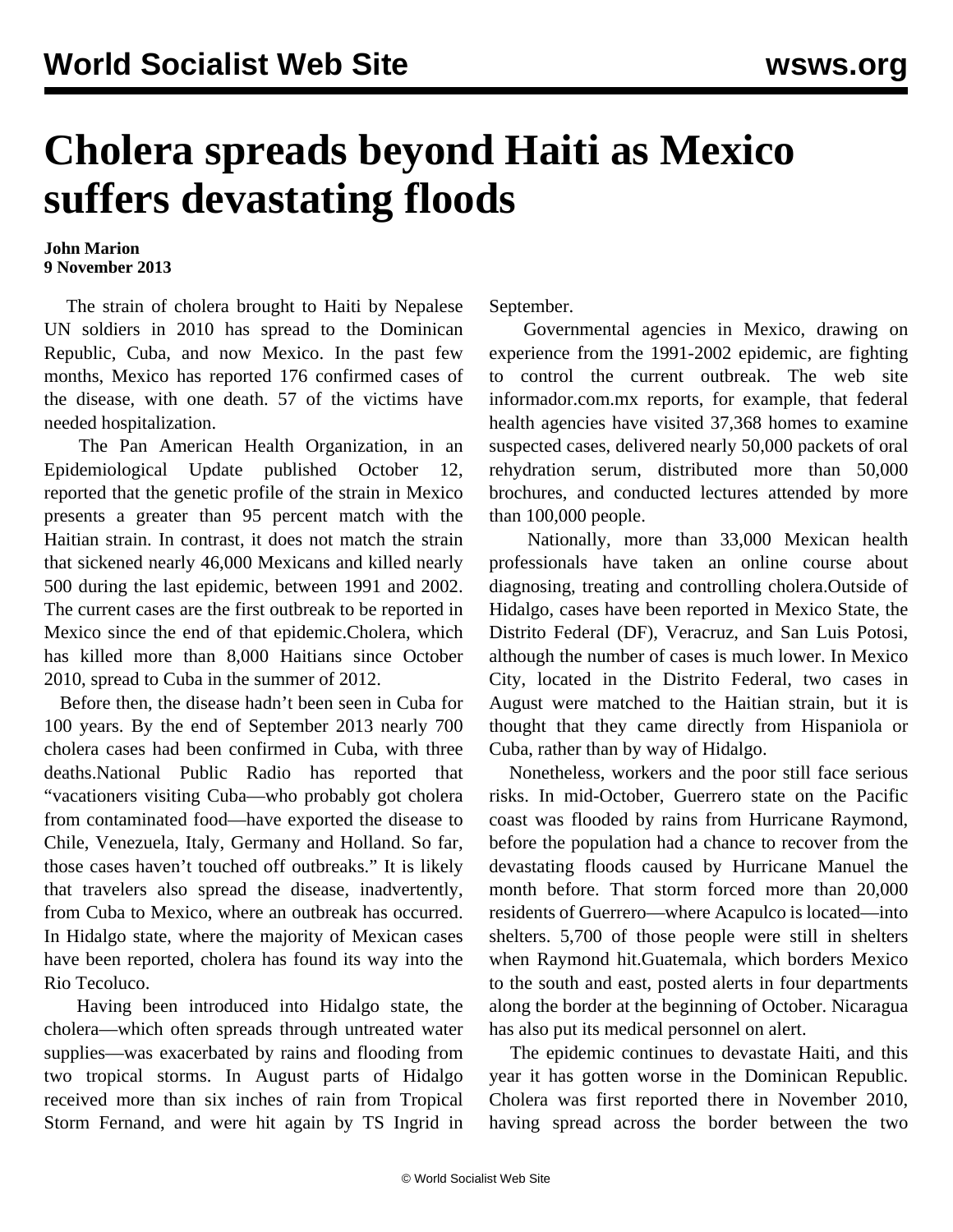# Cholera spreads beyond Haiti as Mexico suffers devastating floods

**John Marion**
**9 November 2013**

The strain of cholera brought to Haiti by Nepalese UN soldiers in 2010 has spread to the Dominican Republic, Cuba, and now Mexico. In the past few months, Mexico has reported 176 confirmed cases of the disease, with one death. 57 of the victims have needed hospitalization.

The Pan American Health Organization, in an Epidemiological Update published October 12, reported that the genetic profile of the strain in Mexico presents a greater than 95 percent match with the Haitian strain. In contrast, it does not match the strain that sickened nearly 46,000 Mexicans and killed nearly 500 during the last epidemic, between 1991 and 2002. The current cases are the first outbreak to be reported in Mexico since the end of that epidemic.Cholera, which has killed more than 8,000 Haitians since October 2010, spread to Cuba in the summer of 2012.

Before then, the disease hadn't been seen in Cuba for 100 years. By the end of September 2013 nearly 700 cholera cases had been confirmed in Cuba, with three deaths.National Public Radio has reported that "vacationers visiting Cuba—who probably got cholera from contaminated food—have exported the disease to Chile, Venezuela, Italy, Germany and Holland. So far, those cases haven't touched off outbreaks." It is likely that travelers also spread the disease, inadvertently, from Cuba to Mexico, where an outbreak has occurred. In Hidalgo state, where the majority of Mexican cases have been reported, cholera has found its way into the Rio Tecoluco.

Having been introduced into Hidalgo state, the cholera—which often spreads through untreated water supplies—was exacerbated by rains and flooding from two tropical storms. In August parts of Hidalgo received more than six inches of rain from Tropical Storm Fernand, and were hit again by TS Ingrid in September.

Governmental agencies in Mexico, drawing on experience from the 1991-2002 epidemic, are fighting to control the current outbreak. The web site informador.com.mx reports, for example, that federal health agencies have visited 37,368 homes to examine suspected cases, delivered nearly 50,000 packets of oral rehydration serum, distributed more than 50,000 brochures, and conducted lectures attended by more than 100,000 people.

Nationally, more than 33,000 Mexican health professionals have taken an online course about diagnosing, treating and controlling cholera.Outside of Hidalgo, cases have been reported in Mexico State, the Distrito Federal (DF), Veracruz, and San Luis Potosi, although the number of cases is much lower. In Mexico City, located in the Distrito Federal, two cases in August were matched to the Haitian strain, but it is thought that they came directly from Hispaniola or Cuba, rather than by way of Hidalgo.

Nonetheless, workers and the poor still face serious risks. In mid-October, Guerrero state on the Pacific coast was flooded by rains from Hurricane Raymond, before the population had a chance to recover from the devastating floods caused by Hurricane Manuel the month before. That storm forced more than 20,000 residents of Guerrero—where Acapulco is located—into shelters. 5,700 of those people were still in shelters when Raymond hit.Guatemala, which borders Mexico to the south and east, posted alerts in four departments along the border at the beginning of October. Nicaragua has also put its medical personnel on alert.

The epidemic continues to devastate Haiti, and this year it has gotten worse in the Dominican Republic. Cholera was first reported there in November 2010, having spread across the border between the two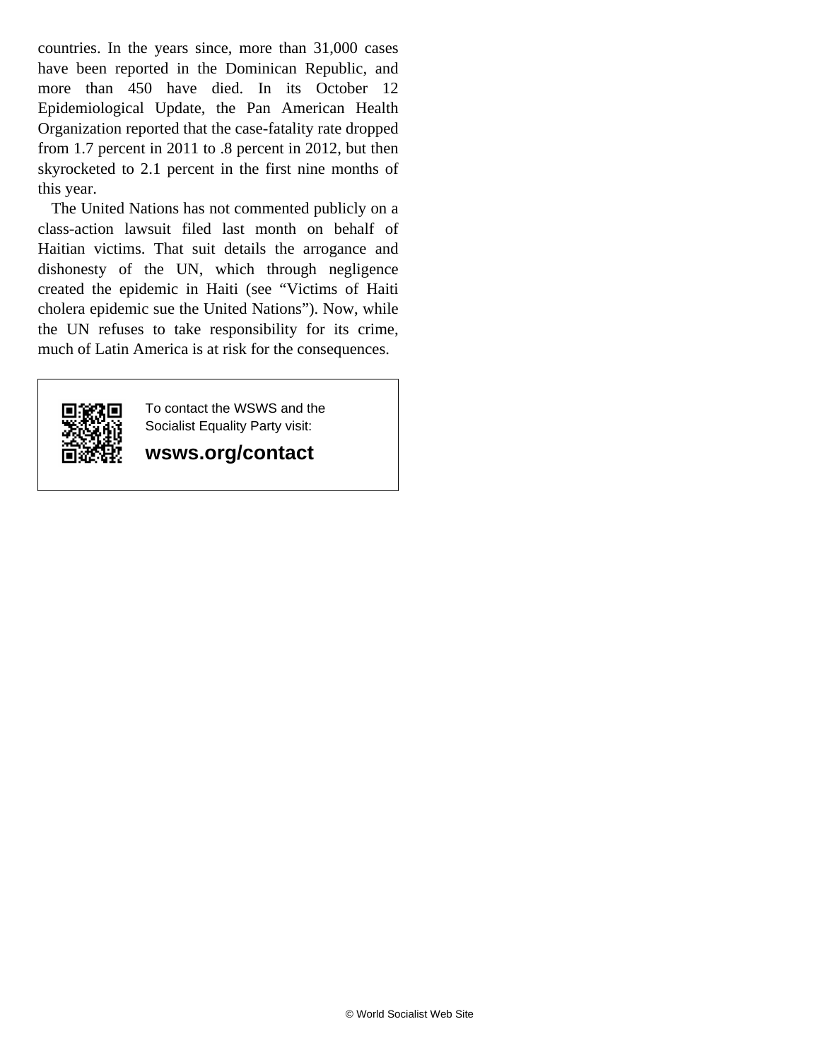countries. In the years since, more than 31,000 cases have been reported in the Dominican Republic, and more than 450 have died. In its October 12 Epidemiological Update, the Pan American Health Organization reported that the case-fatality rate dropped from 1.7 percent in 2011 to .8 percent in 2012, but then skyrocketed to 2.1 percent in the first nine months of this year.

The United Nations has not commented publicly on a class-action lawsuit filed last month on behalf of Haitian victims. That suit details the arrogance and dishonesty of the UN, which through negligence created the epidemic in Haiti (see “Victims of Haiti cholera epidemic sue the United Nations”). Now, while the UN refuses to take responsibility for its crime, much of Latin America is at risk for the consequences.

To contact the WSWS and the Socialist Equality Party visit:

**wsws.org/contact**